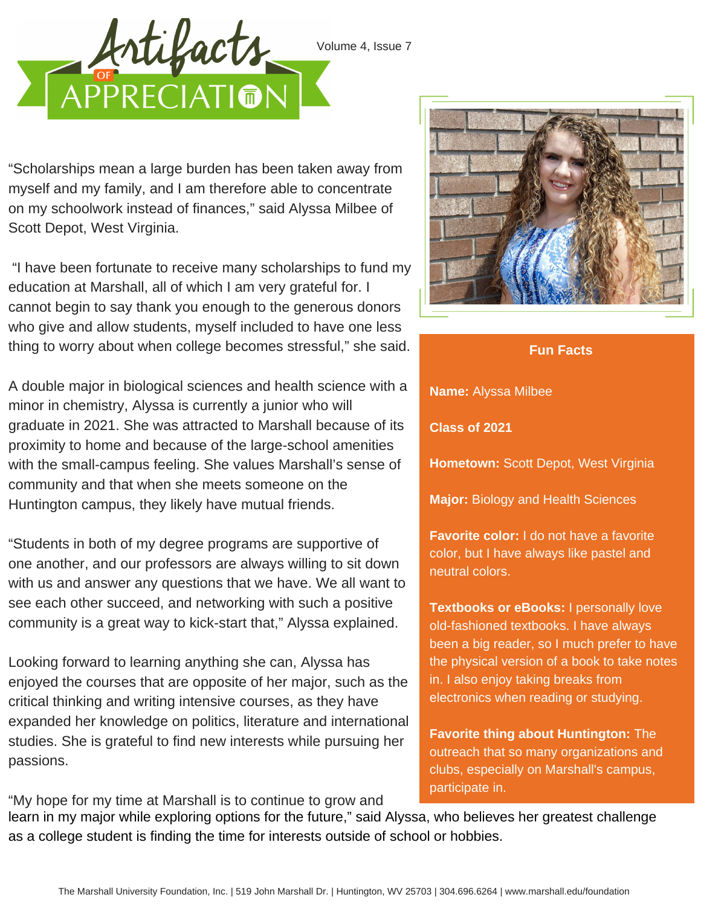# Artifacts of Appreciation

Volume 4, Issue 7

"Scholarships mean a large burden has been taken away from myself and my family, and I am therefore able to concentrate on my schoolwork instead of finances," said Alyssa Milbee of Scott Depot, West Virginia.

"I have been fortunate to receive many scholarships to fund my education at Marshall, all of which I am very grateful for. I cannot begin to say thank you enough to the generous donors who give and allow students, myself included to have one less thing to worry about when college becomes stressful," she said.

A double major in biological sciences and health science with a minor in chemistry, Alyssa is currently a junior who will graduate in 2021. She was attracted to Marshall because of its proximity to home and because of the large-school amenities with the small-campus feeling. She values Marshall's sense of community and that when she meets someone on the Huntington campus, they likely have mutual friends.

"Students in both of my degree programs are supportive of one another, and our professors are always willing to sit down with us and answer any questions that we have. We all want to see each other succeed, and networking with such a positive community is a great way to kick-start that," Alyssa explained.

Looking forward to learning anything she can, Alyssa has enjoyed the courses that are opposite of her major, such as the critical thinking and writing intensive courses, as they have expanded her knowledge on politics, literature and international studies. She is grateful to find new interests while pursuing her passions.

"My hope for my time at Marshall is to continue to grow and learn in my major while exploring options for the future," said Alyssa, who believes her greatest challenge as a college student is finding the time for interests outside of school or hobbies.

## Fun Facts

**Name:** Alyssa Milbee

**Class of 2021**

**Hometown:** Scott Depot, West Virginia

**Major:** Biology and Health Sciences

**Favorite color:** I do not have a favorite color, but I have always like pastel and neutral colors.

**Textbooks or eBooks:** I personally love old-fashioned textbooks. I have always been a big reader, so I much prefer to have the physical version of a book to take notes in. I also enjoy taking breaks from electronics when reading or studying.

**Favorite thing about Huntington:** The outreach that so many organizations and clubs, especially on Marshall's campus, participate in.

The Marshall University Foundation, Inc. | 519 John Marshall Dr. | Huntington, WV 25703 | 304.696.6264 | www.marshall.edu/foundation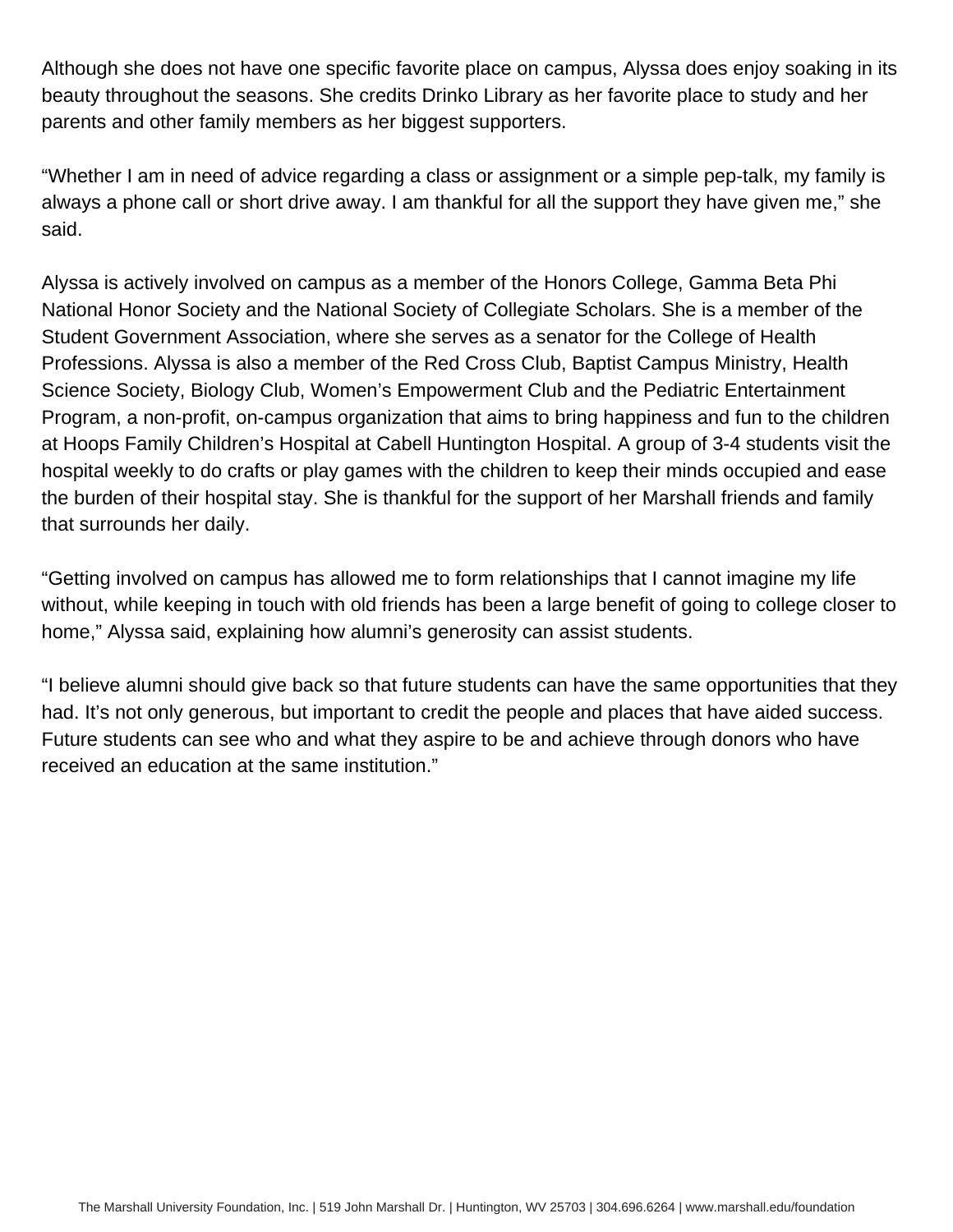Although she does not have one specific favorite place on campus, Alyssa does enjoy soaking in its beauty throughout the seasons. She credits Drinko Library as her favorite place to study and her parents and other family members as her biggest supporters.

“Whether I am in need of advice regarding a class or assignment or a simple pep-talk, my family is always a phone call or short drive away. I am thankful for all the support they have given me,” she said.

Alyssa is actively involved on campus as a member of the Honors College, Gamma Beta Phi National Honor Society and the National Society of Collegiate Scholars. She is a member of the Student Government Association, where she serves as a senator for the College of Health Professions. Alyssa is also a member of the Red Cross Club, Baptist Campus Ministry, Health Science Society, Biology Club, Women’s Empowerment Club and the Pediatric Entertainment Program, a non-profit, on-campus organization that aims to bring happiness and fun to the children at Hoops Family Children’s Hospital at Cabell Huntington Hospital. A group of 3-4 students visit the hospital weekly to do crafts or play games with the children to keep their minds occupied and ease the burden of their hospital stay. She is thankful for the support of her Marshall friends and family that surrounds her daily.

“Getting involved on campus has allowed me to form relationships that I cannot imagine my life without, while keeping in touch with old friends has been a large benefit of going to college closer to home,” Alyssa said, explaining how alumni’s generosity can assist students.

“I believe alumni should give back so that future students can have the same opportunities that they had. It’s not only generous, but important to credit the people and places that have aided success. Future students can see who and what they aspire to be and achieve through donors who have received an education at the same institution.”